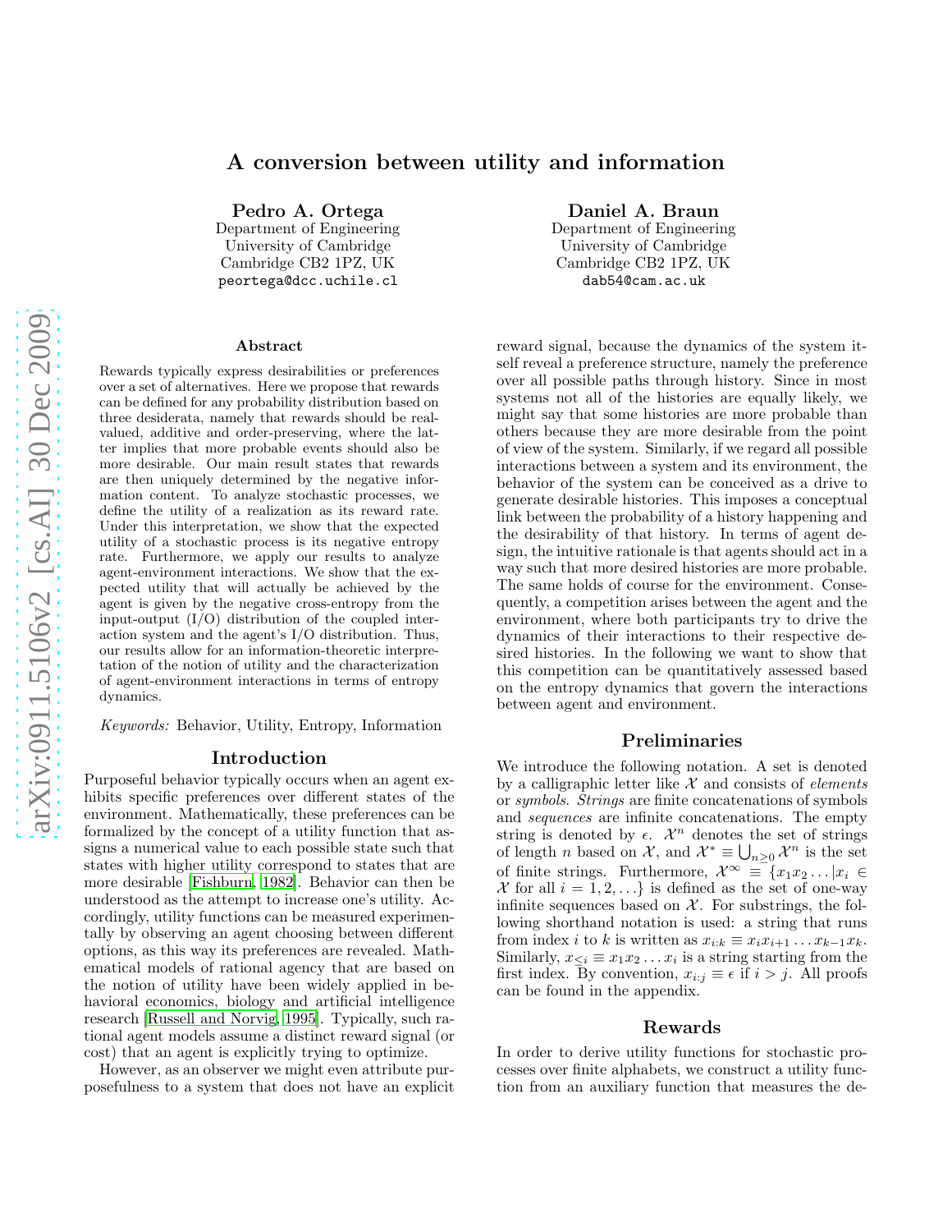# A conversion between utility and information

**Pedro A. Ortega**
Department of Engineering
University of Cambridge
Cambridge CB2 1PZ, UK
peortega@dcc.uchile.cl

**Daniel A. Braun**
Department of Engineering
University of Cambridge
Cambridge CB2 1PZ, UK
dab54@cam.ac.uk

### Abstract

Rewards typically express desirabilities or preferences over a set of alternatives. Here we propose that rewards can be defined for any probability distribution based on three desiderata, namely that rewards should be real-valued, additive and order-preserving, where the latter implies that more probable events should also be more desirable. Our main result states that rewards are then uniquely determined by the negative information content. To analyze stochastic processes, we define the utility of a realization as its reward rate. Under this interpretation, we show that the expected utility of a stochastic process is its negative entropy rate. Furthermore, we apply our results to analyze agent-environment interactions. We show that the expected utility that will actually be achieved by the agent is given by the negative cross-entropy from the input-output (I/O) distribution of the coupled interaction system and the agent's I/O distribution. Thus, our results allow for an information-theoretic interpretation of the notion of utility and the characterization of agent-environment interactions in terms of entropy dynamics.

*Keywords:* Behavior, Utility, Entropy, Information

## Introduction

Purposeful behavior typically occurs when an agent exhibits specific preferences over different states of the environment. Mathematically, these preferences can be formalized by the concept of a utility function that assigns a numerical value to each possible state such that states with higher utility correspond to states that are more desirable [Fishburn, 1982]. Behavior can then be understood as the attempt to increase one's utility. Accordingly, utility functions can be measured experimentally by observing an agent choosing between different options, as this way its preferences are revealed. Mathematical models of rational agency that are based on the notion of utility have been widely applied in behavioral economics, biology and artificial intelligence research [Russell and Norvig, 1995]. Typically, such rational agent models assume a distinct reward signal (or cost) that an agent is explicitly trying to optimize.

However, as an observer we might even attribute purposefulness to a system that does not have an explicit reward signal, because the dynamics of the system itself reveal a preference structure, namely the preference over all possible paths through history. Since in most systems not all of the histories are equally likely, we might say that some histories are more probable than others because they are more desirable from the point of view of the system. Similarly, if we regard all possible interactions between a system and its environment, the behavior of the system can be conceived as a drive to generate desirable histories. This imposes a conceptual link between the probability of a history happening and the desirability of that history. In terms of agent design, the intuitive rationale is that agents should act in a way such that more desired histories are more probable. The same holds of course for the environment. Consequently, a competition arises between the agent and the environment, where both participants try to drive the dynamics of their interactions to their respective desired histories. In the following we want to show that this competition can be quantitatively assessed based on the entropy dynamics that govern the interactions between agent and environment.

## Preliminaries

We introduce the following notation. A set is denoted by a calligraphic letter like $\mathcal{X}$ and consists of *elements* or *symbols*. *Strings* are finite concatenations of symbols and *sequences* are infinite concatenations. The empty string is denoted by $\epsilon$. $\mathcal{X}^n$ denotes the set of strings of length $n$ based on $\mathcal{X}$, and $\mathcal{X}^* \equiv \bigcup_{n\geq 0} \mathcal{X}^n$ is the set of finite strings. Furthermore, $\mathcal{X}^\infty \equiv \{x_1 x_2 \ldots | x_i \in \mathcal{X} \text{ for all } i = 1, 2, \ldots\}$ is defined as the set of one-way infinite sequences based on $\mathcal{X}$. For substrings, the following shorthand notation is used: a string that runs from index $i$ to $k$ is written as $x_{i:k} \equiv x_i x_{i+1} \ldots x_{k-1} x_k$. Similarly, $x_{\leq i} \equiv x_1 x_2 \ldots x_i$ is a string starting from the first index. By convention, $x_{i:j} \equiv \epsilon$ if $i > j$. All proofs can be found in the appendix.

## Rewards

In order to derive utility functions for stochastic processes over finite alphabets, we construct a utility function from an auxiliary function that measures the de-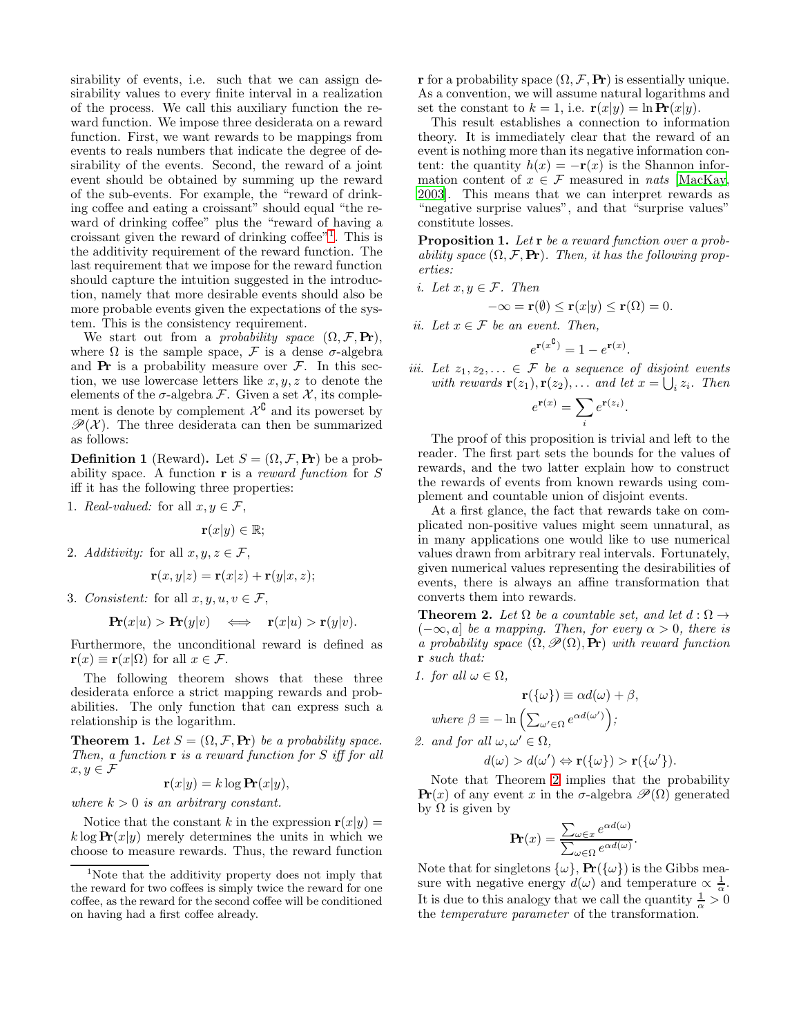sirability of events, i.e. such that we can assign desirability values to every finite interval in a realization of the process. We call this auxiliary function the reward function. We impose three desiderata on a reward function. First, we want rewards to be mappings from events to reals numbers that indicate the degree of desirability of the events. Second, the reward of a joint event should be obtained by summing up the reward of the sub-events. For example, the "reward of drinking coffee and eating a croissant" should equal "the reward of drinking coffee" plus the "reward of having a croissant given the reward of drinking coffee"[1]. This is the additivity requirement of the reward function. The last requirement that we impose for the reward function should capture the intuition suggested in the introduction, namely that more desirable events should also be more probable events given the expectations of the system. This is the consistency requirement.

We start out from a *probability space* $(\Omega, \mathcal{F}, \mathbf{Pr})$, where $\Omega$ is the sample space, $\mathcal{F}$ is a dense $\sigma$-algebra and $\mathbf{Pr}$ is a probability measure over $\mathcal{F}$. In this section, we use lowercase letters like $x, y, z$ to denote the elements of the $\sigma$-algebra $\mathcal{F}$. Given a set $\mathcal{X}$, its complement is denote by complement $\mathcal{X}^\complement$ and its powerset by $\mathscr{P}(\mathcal{X})$. The three desiderata can then be summarized as follows:

**Definition 1** (Reward)**.** Let $S = (\Omega, \mathcal{F}, \mathbf{Pr})$ be a probability space. A function $\mathbf{r}$ is a *reward function* for $S$ iff it has the following three properties:

1. *Real-valued:* for all $x, y \in \mathcal{F}$,
$$\mathbf{r}(x|y) \in \mathbb{R};$$
2. *Additivity:* for all $x, y, z \in \mathcal{F}$,
$$\mathbf{r}(x, y|z) = \mathbf{r}(x|z) + \mathbf{r}(y|x, z);$$
3. *Consistent:* for all $x, y, u, v \in \mathcal{F}$,
$$\mathbf{Pr}(x|u) > \mathbf{Pr}(y|v) \iff \mathbf{r}(x|u) > \mathbf{r}(y|v).$$

Furthermore, the unconditional reward is defined as $\mathbf{r}(x) \equiv \mathbf{r}(x|\Omega)$ for all $x \in \mathcal{F}$.

The following theorem shows that these three desiderata enforce a strict mapping rewards and probabilities. The only function that can express such a relationship is the logarithm.

**Theorem 1.** *Let $S = (\Omega, \mathcal{F}, \mathbf{Pr})$ be a probability space. Then, a function $\mathbf{r}$ is a reward function for $S$ iff for all $x, y \in \mathcal{F}$*
$$\mathbf{r}(x|y) = k \log \mathbf{Pr}(x|y),$$
*where $k > 0$ is an arbitrary constant.*

Notice that the constant $k$ in the expression $\mathbf{r}(x|y) = k \log \mathbf{Pr}(x|y)$ merely determines the units in which we choose to measure rewards. Thus, the reward function $\mathbf{r}$ for a probability space $(\Omega, \mathcal{F}, \mathbf{Pr})$ is essentially unique. As a convention, we will assume natural logarithms and set the constant to $k = 1$, i.e. $\mathbf{r}(x|y) = \ln \mathbf{Pr}(x|y)$.

This result establishes a connection to information theory. It is immediately clear that the reward of an event is nothing more than its negative information content: the quantity $h(x) = -\mathbf{r}(x)$ is the Shannon information content of $x \in \mathcal{F}$ measured in *nats* [MacKay, 2003]. This means that we can interpret rewards as "negative surprise values", and that "surprise values" constitute losses.

**Proposition 1.** *Let $\mathbf{r}$ be a reward function over a probability space $(\Omega, \mathcal{F}, \mathbf{Pr})$. Then, it has the following properties:*

*i. Let $x, y \in \mathcal{F}$. Then*
$$-\infty = \mathbf{r}(\emptyset) \le \mathbf{r}(x|y) \le \mathbf{r}(\Omega) = 0.$$

*ii. Let $x \in \mathcal{F}$ be an event. Then,*
$$e^{\mathbf{r}(x^\complement)} = 1 - e^{\mathbf{r}(x)}.$$

*iii. Let $z_1, z_2, \ldots \in \mathcal{F}$ be a sequence of disjoint events with rewards $\mathbf{r}(z_1), \mathbf{r}(z_2), \ldots$ and let $x = \bigcup_i z_i$. Then*
$$e^{\mathbf{r}(x)} = \sum_i e^{\mathbf{r}(z_i)}.$$

The proof of this proposition is trivial and left to the reader. The first part sets the bounds for the values of rewards, and the two latter explain how to construct the rewards of events from known rewards using complement and countable union of disjoint events.

At a first glance, the fact that rewards take on complicated non-positive values might seem unnatural, as in many applications one would like to use numerical values drawn from arbitrary real intervals. Fortunately, given numerical values representing the desirabilities of events, there is always an affine transformation that converts them into rewards.

**Theorem 2.** *Let $\Omega$ be a countable set, and let $d : \Omega \to (-\infty, a]$ be a mapping. Then, for every $\alpha > 0$, there is a probability space $(\Omega, \mathscr{P}(\Omega), \mathbf{Pr})$ with reward function $\mathbf{r}$ such that:*

*1. for all $\omega \in \Omega$,*
$$\mathbf{r}(\{\omega\}) \equiv \alpha d(\omega) + \beta,$$
*where $\beta \equiv -\ln \left( \sum_{\omega' \in \Omega} e^{\alpha d(\omega')} \right)$;*

*2. and for all $\omega, \omega' \in \Omega$,*
$$d(\omega) > d(\omega') \Leftrightarrow \mathbf{r}(\{\omega\}) > \mathbf{r}(\{\omega'\}).$$

Note that Theorem 2 implies that the probability $\mathbf{Pr}(x)$ of any event $x$ in the $\sigma$-algebra $\mathscr{P}(\Omega)$ generated by $\Omega$ is given by
$$\mathbf{Pr}(x) = \frac{\sum_{\omega \in x} e^{\alpha d(\omega)}}{\sum_{\omega \in \Omega} e^{\alpha d(\omega)}}.$$

Note that for singletons $\{\omega\}$, $\mathbf{Pr}(\{\omega\})$ is the Gibbs measure with negative energy $d(\omega)$ and temperature $\propto \frac{1}{\alpha}$. It is due to this analogy that we call the quantity $\frac{1}{\alpha} > 0$ the *temperature parameter* of the transformation.

[1] Note that the additivity property does not imply that the reward for two coffees is simply twice the reward for one coffee, as the reward for the second coffee will be conditioned on having had a first coffee already.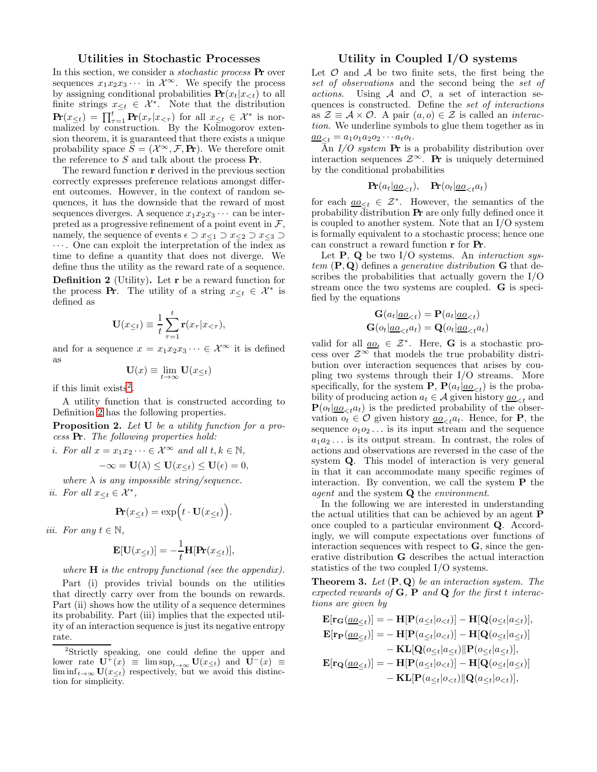## Utilities in Stochastic Processes

In this section, we consider a *stochastic process* $\mathbf{Pr}$ over sequences $x_1 x_2 x_3 \cdots$ in $\mathcal{X}^\infty$. We specify the process by assigning conditional probabilities $\mathbf{Pr}(x_t|x_{<t})$ to all finite strings $x_{\le t} \in \mathcal{X}^*$. Note that the distribution $\mathbf{Pr}(x_{\le t}) = \prod_{\tau=1}^t \mathbf{Pr}(x_\tau|x_{<\tau})$ for all $x_{\le t} \in \mathcal{X}^*$ is normalized by construction. By the Kolmogorov extension theorem, it is guaranteed that there exists a unique probability space $S = (\mathcal{X}^\infty, \mathcal{F}, \mathbf{Pr})$. We therefore omit the reference to $S$ and talk about the process $\mathbf{Pr}$.

The reward function $\mathbf{r}$ derived in the previous section correctly expresses preference relations amongst different outcomes. However, in the context of random sequences, it has the downside that the reward of most sequences diverges. A sequence $x_1 x_2 x_3 \cdots$ can be interpreted as a progressive refinement of a point event in $\mathcal{F}$, namely, the sequence of events $\epsilon \supset x_{\le 1} \supset x_{\le 2} \supset x_{\le 3} \supset \cdots$. One can exploit the interpretation of the index as time to define a quantity that does not diverge. We define thus the utility as the reward rate of a sequence.

**Definition 2** (Utility)**.** Let $\mathbf{r}$ be a reward function for the process $\mathbf{Pr}$. The utility of a string $x_{\le t} \in \mathcal{X}^*$ is defined as

$$\mathbf{U}(x_{\le t}) \equiv \frac{1}{t}\sum_{\tau=1}^{t} \mathbf{r}(x_\tau|x_{<\tau}),$$

and for a sequence $x = x_1 x_2 x_3 \cdots \in \mathcal{X}^\infty$ it is defined as

$$\mathbf{U}(x) \equiv \lim_{t\to\infty} \mathbf{U}(x_{\le t})$$

if this limit exists[2].

A utility function that is constructed according to Definition 2 has the following properties.

**Proposition 2.** *Let $\mathbf{U}$ be a utility function for a process $\mathbf{Pr}$. The following properties hold:*

*i. For all $x = x_1 x_2 \cdots \in \mathcal{X}^\infty$ and all $t, k \in \mathbb{N}$,*

$$-\infty = \mathbf{U}(\lambda) \le \mathbf{U}(x_{\le t}) \le \mathbf{U}(\epsilon) = 0,$$

*where $\lambda$ is any impossible string/sequence.*

*ii. For all $x_{\le t} \in \mathcal{X}^*$,*

$$\mathbf{Pr}(x_{\le t}) = \exp\Big(t \cdot \mathbf{U}(x_{\le t})\Big).$$

*iii. For any $t \in \mathbb{N}$,*

$$\mathbf{E}[\mathbf{U}(x_{\le t})] = -\frac{1}{t}\mathbf{H}[\mathbf{Pr}(x_{\le t})],$$

*where $\mathbf{H}$ is the entropy functional (see the appendix).*

Part (i) provides trivial bounds on the utilities that directly carry over from the bounds on rewards. Part (ii) shows how the utility of a sequence determines its probability. Part (iii) implies that the expected utility of an interaction sequence is just its negative entropy rate.

[2] Strictly speaking, one could define the upper and lower rate $\mathbf{U}^+(x) \equiv \limsup_{t\to\infty} \mathbf{U}(x_{\le t})$ and $\mathbf{U}^-(x) \equiv \liminf_{t\to\infty} \mathbf{U}(x_{\le t})$ respectively, but we avoid this distinction for simplicity.

## Utility in Coupled I/O systems

Let $\mathcal{O}$ and $\mathcal{A}$ be two finite sets, the first being the *set of observations* and the second being the *set of actions*. Using $\mathcal{A}$ and $\mathcal{O}$, a set of interaction sequences is constructed. Define the *set of interactions* as $\mathcal{Z} \equiv \mathcal{A} \times \mathcal{O}$. A pair $(a, o) \in \mathcal{Z}$ is called an *interaction*. We underline symbols to glue them together as in $\underline{ao}_{\le t} = a_1 o_1 a_2 o_2 \cdots a_t o_t$.

An *I/O system* $\mathbf{Pr}$ is a probability distribution over interaction sequences $\mathcal{Z}^\infty$. $\mathbf{Pr}$ is uniquely determined by the conditional probabilities

$$\mathbf{Pr}(a_t|\underline{ao}_{<t}), \quad \mathbf{Pr}(o_t|\underline{ao}_{<t} a_t)$$

for each $\underline{ao}_{\le t} \in \mathcal{Z}^*$. However, the semantics of the probability distribution $\mathbf{Pr}$ are only fully defined once it is coupled to another system. Note that an I/O system is formally equivalent to a stochastic process; hence one can construct a reward function $\mathbf{r}$ for $\mathbf{Pr}$.

Let $\mathbf{P}$, $\mathbf{Q}$ be two I/O systems. An *interaction system* $(\mathbf{P}, \mathbf{Q})$ defines a *generative distribution* $\mathbf{G}$ that describes the probabilities that actually govern the I/O stream once the two systems are coupled. $\mathbf{G}$ is specified by the equations

$$\mathbf{G}(a_t|\underline{ao}_{<t}) = \mathbf{P}(a_t|\underline{ao}_{<t})$$
$$\mathbf{G}(o_t|\underline{ao}_{<t} a_t) = \mathbf{Q}(o_t|\underline{ao}_{<t} a_t)$$

valid for all $\underline{ao}_t \in \mathcal{Z}^*$. Here, $\mathbf{G}$ is a stochastic process over $\mathcal{Z}^\infty$ that models the true probability distribution over interaction sequences that arises by coupling two systems through their I/O streams. More specifically, for the system $\mathbf{P}$, $\mathbf{P}(a_t|\underline{ao}_{<t})$ is the probability of producing action $a_t \in \mathcal{A}$ given history $\underline{ao}_{<t}$ and $\mathbf{P}(o_t|\underline{ao}_{<t} a_t)$ is the predicted probability of the observation $o_t \in \mathcal{O}$ given history $\underline{ao}_{<t} a_t$. Hence, for $\mathbf{P}$, the sequence $o_1 o_2 \ldots$ is its input stream and the sequence $a_1 a_2 \ldots$ is its output stream. In contrast, the roles of actions and observations are reversed in the case of the system $\mathbf{Q}$. This model of interaction is very general in that it can accommodate many specific regimes of interaction. By convention, we call the system $\mathbf{P}$ the *agent* and the system $\mathbf{Q}$ the *environment*.

In the following we are interested in understanding the actual utilities that can be achieved by an agent $\mathbf{P}$ once coupled to a particular environment $\mathbf{Q}$. Accordingly, we will compute expectations over functions of interaction sequences with respect to $\mathbf{G}$, since the generative distribution $\mathbf{G}$ describes the actual interaction statistics of the two coupled I/O systems.

**Theorem 3.** *Let $(\mathbf{P}, \mathbf{Q})$ be an interaction system. The expected rewards of $\mathbf{G}$, $\mathbf{P}$ and $\mathbf{Q}$ for the first $t$ interactions are given by*

$$\mathbf{E}[\mathbf{r_G}(\underline{ao}_{\le t})] = -\mathbf{H}[\mathbf{P}(a_{\le t}|o_{<t})] - \mathbf{H}[\mathbf{Q}(o_{\le t}|a_{\le t})],$$

$$\begin{aligned}\mathbf{E}[\mathbf{r_P}(\underline{ao}_{\le t})] = &-\mathbf{H}[\mathbf{P}(a_{\le t}|o_{<t})] - \mathbf{H}[\mathbf{Q}(o_{\le t}|a_{\le t})] \\ &- \mathbf{KL}[\mathbf{Q}(o_{\le t}|a_{\le t}) \| \mathbf{P}(o_{\le t}|a_{\le t})],\end{aligned}$$

$$\begin{aligned}\mathbf{E}[\mathbf{r_Q}(\underline{ao}_{\le t})] = &-\mathbf{H}[\mathbf{P}(a_{\le t}|o_{<t})] - \mathbf{H}[\mathbf{Q}(o_{\le t}|a_{\le t})] \\ &- \mathbf{KL}[\mathbf{P}(a_{\le t}|o_{<t}) \| \mathbf{Q}(a_{\le t}|o_{<t})],\end{aligned}$$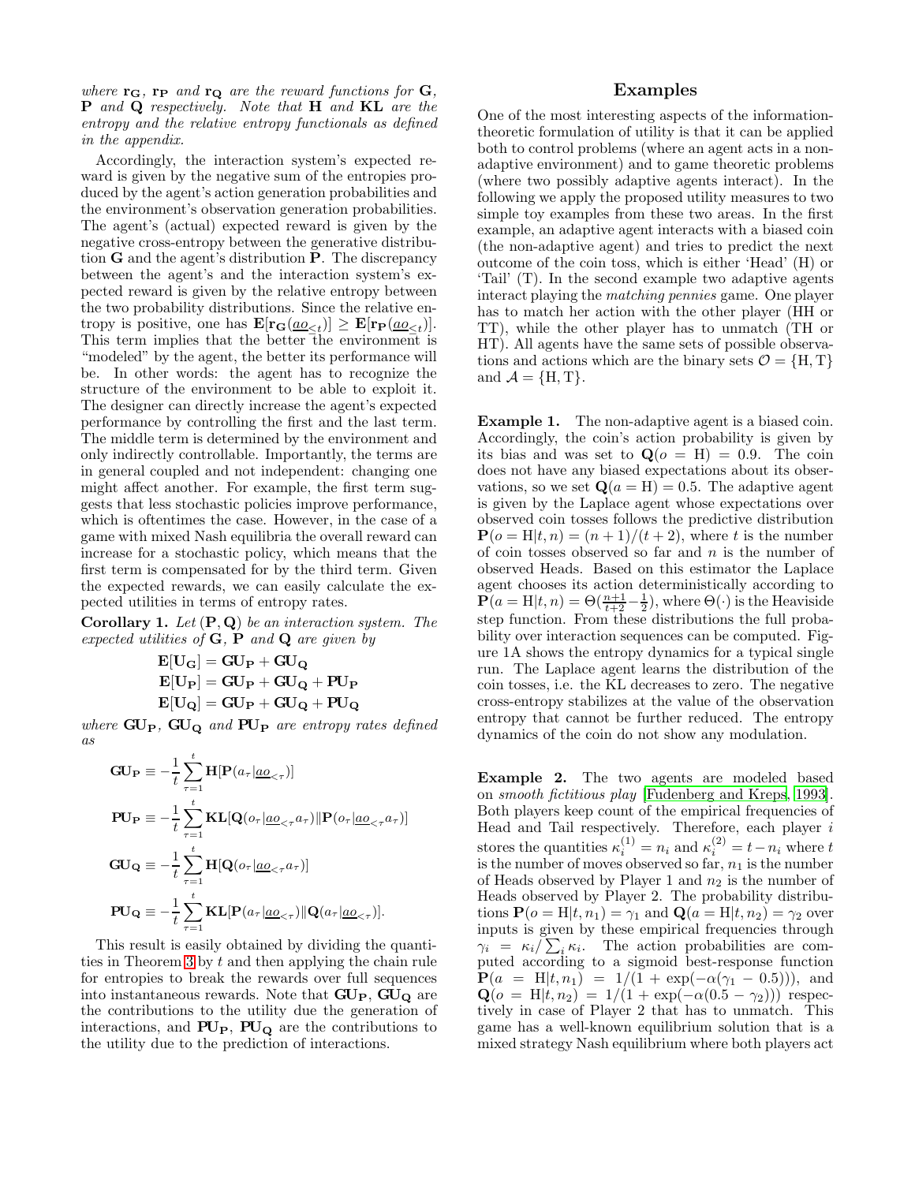*where $\mathbf{r_G}$, $\mathbf{r_P}$ and $\mathbf{r_Q}$ are the reward functions for $\mathbf{G}$, $\mathbf{P}$ and $\mathbf{Q}$ respectively. Note that $\mathbf{H}$ and $\mathbf{KL}$ are the entropy and the relative entropy functionals as defined in the appendix.*

Accordingly, the interaction system's expected reward is given by the negative sum of the entropies produced by the agent's action generation probabilities and the environment's observation generation probabilities. The agent's (actual) expected reward is given by the negative cross-entropy between the generative distribution $\mathbf{G}$ and the agent's distribution $\mathbf{P}$. The discrepancy between the agent's and the interaction system's expected reward is given by the relative entropy between the two probability distributions. Since the relative entropy is positive, one has $\mathbf{E}[\mathbf{r_G}(\underline{ao}_{\leq t})] \geq \mathbf{E}[\mathbf{r_P}(\underline{ao}_{\leq t})]$. This term implies that the better the environment is "modeled" by the agent, the better its performance will be. In other words: the agent has to recognize the structure of the environment to be able to exploit it. The designer can directly increase the agent's expected performance by controlling the first and the last term. The middle term is determined by the environment and only indirectly controllable. Importantly, the terms are in general coupled and not independent: changing one might affect another. For example, the first term suggests that less stochastic policies improve performance, which is oftentimes the case. However, in the case of a game with mixed Nash equilibria the overall reward can increase for a stochastic policy, which means that the first term is compensated for by the third term. Given the expected rewards, we can easily calculate the expected utilities in terms of entropy rates.

**Corollary 1.** *Let $(\mathbf{P}, \mathbf{Q})$ be an interaction system. The expected utilities of $\mathbf{G}$, $\mathbf{P}$ and $\mathbf{Q}$ are given by*

$$\mathbf{E}[\mathbf{U_G}] = \mathbf{GU_P} + \mathbf{GU_Q}$$
$$\mathbf{E}[\mathbf{U_P}] = \mathbf{GU_P} + \mathbf{GU_Q} + \mathbf{PU_P}$$
$$\mathbf{E}[\mathbf{U_Q}] = \mathbf{GU_P} + \mathbf{GU_Q} + \mathbf{PU_Q}$$

*where $\mathbf{GU_P}$, $\mathbf{GU_Q}$ and $\mathbf{PU_P}$ are entropy rates defined as*

$$\mathbf{GU_P} \equiv -\frac{1}{t}\sum_{\tau=1}^{t} \mathbf{H}[\mathbf{P}(a_\tau|\underline{ao}_{<\tau})]$$

$$\mathbf{PU_P} \equiv -\frac{1}{t}\sum_{\tau=1}^{t} \mathbf{KL}[\mathbf{Q}(o_\tau|\underline{ao}_{<\tau}a_\tau)\|\mathbf{P}(o_\tau|\underline{ao}_{<\tau}a_\tau)]$$

$$\mathbf{GU_Q} \equiv -\frac{1}{t}\sum_{\tau=1}^{t} \mathbf{H}[\mathbf{Q}(o_\tau|\underline{ao}_{<\tau}a_\tau)]$$

$$\mathbf{PU_Q} \equiv -\frac{1}{t}\sum_{\tau=1}^{t} \mathbf{KL}[\mathbf{P}(a_\tau|\underline{ao}_{<\tau})\|\mathbf{Q}(a_\tau|\underline{ao}_{<\tau})].$$

This result is easily obtained by dividing the quantities in Theorem 3 by $t$ and then applying the chain rule for entropies to break the rewards over full sequences into instantaneous rewards. Note that $\mathbf{GU_P}$, $\mathbf{GU_Q}$ are the contributions to the utility due the generation of interactions, and $\mathbf{PU_P}$, $\mathbf{PU_Q}$ are the contributions to the utility due to the prediction of interactions.

## Examples

One of the most interesting aspects of the information-theoretic formulation of utility is that it can be applied both to control problems (where an agent acts in a non-adaptive environment) and to game theoretic problems (where two possibly adaptive agents interact). In the following we apply the proposed utility measures to two simple toy examples from these two areas. In the first example, an adaptive agent interacts with a biased coin (the non-adaptive agent) and tries to predict the next outcome of the coin toss, which is either 'Head' (H) or 'Tail' (T). In the second example two adaptive agents interact playing the *matching pennies* game. One player has to match her action with the other player (HH or TT), while the other player has to unmatch (TH or HT). All agents have the same sets of possible observations and actions which are the binary sets $\mathcal{O} = \{\mathrm{H}, \mathrm{T}\}$ and $\mathcal{A} = \{\mathrm{H}, \mathrm{T}\}$.

**Example 1.** The non-adaptive agent is a biased coin. Accordingly, the coin's action probability is given by its bias and was set to $\mathbf{Q}(o = \mathrm{H}) = 0.9$. The coin does not have any biased expectations about its observations, so we set $\mathbf{Q}(a = \mathrm{H}) = 0.5$. The adaptive agent is given by the Laplace agent whose expectations over observed coin tosses follows the predictive distribution $\mathbf{P}(o = \mathrm{H}|t, n) = (n + 1)/(t + 2)$, where $t$ is the number of coin tosses observed so far and $n$ is the number of observed Heads. Based on this estimator the Laplace agent chooses its action deterministically according to $\mathbf{P}(a = \mathrm{H}|t, n) = \Theta(\frac{n+1}{t+2} - \frac{1}{2})$, where $\Theta(\cdot)$ is the Heaviside step function. From these distributions the full probability over interaction sequences can be computed. Figure 1A shows the entropy dynamics for a typical single run. The Laplace agent learns the distribution of the coin tosses, i.e. the KL decreases to zero. The negative cross-entropy stabilizes at the value of the observation entropy that cannot be further reduced. The entropy dynamics of the coin do not show any modulation.

**Example 2.** The two agents are modeled based on *smooth fictitious play* [Fudenberg and Kreps, 1993]. Both players keep count of the empirical frequencies of Head and Tail respectively. Therefore, each player $i$ stores the quantities $\kappa_i^{(1)} = n_i$ and $\kappa_i^{(2)} = t - n_i$ where $t$ is the number of moves observed so far, $n_1$ is the number of Heads observed by Player 1 and $n_2$ is the number of Heads observed by Player 2. The probability distributions $\mathbf{P}(o = \mathrm{H}|t, n_1) = \gamma_1$ and $\mathbf{Q}(a = \mathrm{H}|t, n_2) = \gamma_2$ over inputs is given by these empirical frequencies through $\gamma_i = \kappa_i / \sum_i \kappa_i$. The action probabilities are computed according to a sigmoid best-response function $\mathbf{P}(a = \mathrm{H}|t, n_1) = 1/(1 + \exp(-\alpha(\gamma_1 - 0.5)))$, and $\mathbf{Q}(o = \mathrm{H}|t, n_2) = 1/(1 + \exp(-\alpha(0.5 - \gamma_2)))$ respectively in case of Player 2 that has to unmatch. This game has a well-known equilibrium solution that is a mixed strategy Nash equilibrium where both players act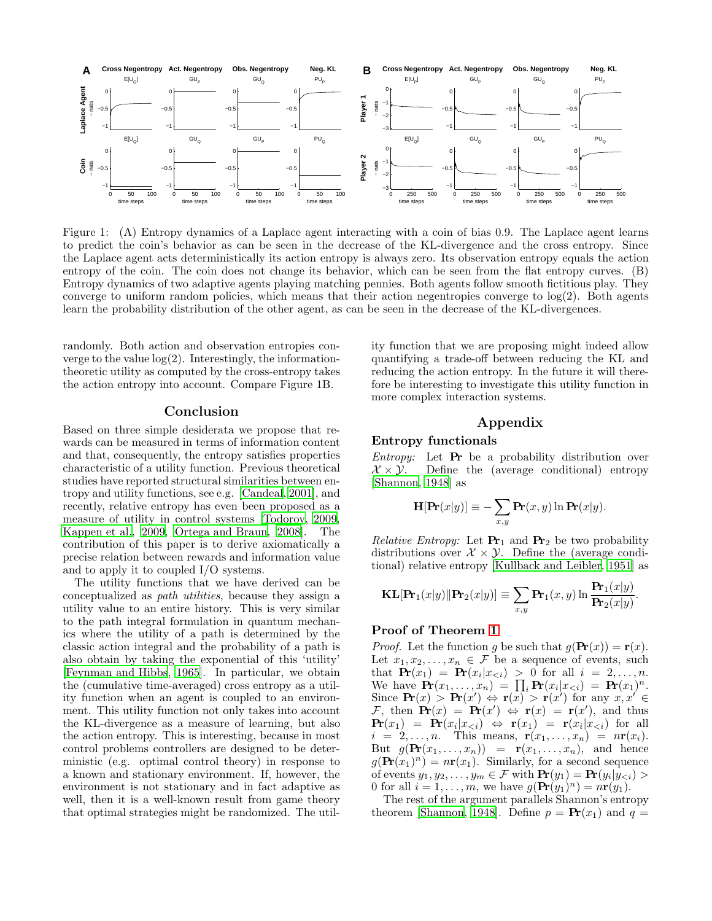Figure 1: (A) Entropy dynamics of a Laplace agent interacting with a coin of bias 0.9. The Laplace agent learns to predict the coin's behavior as can be seen in the decrease of the KL-divergence and the cross entropy. Since the Laplace agent acts deterministically its action entropy is always zero. Its observation entropy equals the action entropy of the coin. The coin does not change its behavior, which can be seen from the flat entropy curves. (B) Entropy dynamics of two adaptive agents playing matching pennies. Both agents follow smooth fictitious play. They converge to uniform random policies, which means that their action negentropies converge to log(2). Both agents learn the probability distribution of the other agent, as can be seen in the decrease of the KL-divergences.

randomly. Both action and observation entropies converge to the value log(2). Interestingly, the information-theoretic utility as computed by the cross-entropy takes the action entropy into account. Compare Figure 1B.

## Conclusion

Based on three simple desiderata we propose that rewards can be measured in terms of information content and that, consequently, the entropy satisfies properties characteristic of a utility function. Previous theoretical studies have reported structural similarities between entropy and utility functions, see e.g. [Candeal, 2001], and recently, relative entropy has even been proposed as a measure of utility in control systems [Todorov, 2009, Kappen et al., 2009, Ortega and Braun, 2008]. The contribution of this paper is to derive axiomatically a precise relation between rewards and information value and to apply it to coupled I/O systems.

The utility functions that we have derived can be conceptualized as *path utilities*, because they assign a utility value to an entire history. This is very similar to the path integral formulation in quantum mechanics where the utility of a path is determined by the classic action integral and the probability of a path is also obtain by taking the exponential of this 'utility' [Feynman and Hibbs, 1965]. In particular, we obtain the (cumulative time-averaged) cross entropy as a utility function when an agent is coupled to an environment. This utility function not only takes into account the KL-divergence as a measure of learning, but also the action entropy. This is interesting, because in most control problems controllers are designed to be deterministic (e.g. optimal control theory) in response to a known and stationary environment. If, however, the environment is not stationary and in fact adaptive as well, then it is a well-known result from game theory that optimal strategies might be randomized. The utility function that we are proposing might indeed allow quantifying a trade-off between reducing the KL and reducing the action entropy. In the future it will therefore be interesting to investigate this utility function in more complex interaction systems.

## Appendix

### Entropy functionals

*Entropy:* Let $\mathbf{Pr}$ be a probability distribution over $\mathcal{X} \times \mathcal{Y}$. Define the (average conditional) entropy [Shannon, 1948] as

$$\mathbf{H}[\mathbf{Pr}(x|y)] \equiv -\sum_{x,y} \mathbf{Pr}(x,y) \ln \mathbf{Pr}(x|y).$$

*Relative Entropy:* Let $\mathbf{Pr}_1$ and $\mathbf{Pr}_2$ be two probability distributions over $\mathcal{X} \times \mathcal{Y}$. Define the (average conditional) relative entropy [Kullback and Leibler, 1951] as

$$\mathbf{KL}[\mathbf{Pr}_1(x|y) \| \mathbf{Pr}_2(x|y)] \equiv \sum_{x,y} \mathbf{Pr}_1(x,y) \ln \frac{\mathbf{Pr}_1(x|y)}{\mathbf{Pr}_2(x|y)}.$$

### Proof of Theorem 1

*Proof.* Let the function $g$ be such that $g(\mathbf{Pr}(x)) = \mathbf{r}(x)$. Let $x_1, x_2, \ldots, x_n \in \mathcal{F}$ be a sequence of events, such that $\mathbf{Pr}(x_1) = \mathbf{Pr}(x_i|x_{<i}) > 0$ for all $i = 2, \ldots, n$. We have $\mathbf{Pr}(x_1, \ldots, x_n) = \prod_i \mathbf{Pr}(x_i|x_{<i}) = \mathbf{Pr}(x_1)^n$. Since $\mathbf{Pr}(x) > \mathbf{Pr}(x') \Leftrightarrow \mathbf{r}(x) > \mathbf{r}(x')$ for any $x, x' \in \mathcal{F}$, then $\mathbf{Pr}(x) = \mathbf{Pr}(x') \Leftrightarrow \mathbf{r}(x) = \mathbf{r}(x')$, and thus $\mathbf{Pr}(x_1) = \mathbf{Pr}(x_i|x_{<i}) \Leftrightarrow \mathbf{r}(x_1) = \mathbf{r}(x_i|x_{<i})$ for all $i = 2, \ldots, n$. This means, $\mathbf{r}(x_1, \ldots, x_n) = n\mathbf{r}(x_i)$. But $g(\mathbf{Pr}(x_1, \ldots, x_n)) = \mathbf{r}(x_1, \ldots, x_n)$, and hence $g(\mathbf{Pr}(x_1)^n) = n\mathbf{r}(x_1)$. Similarly, for a second sequence of events $y_1, y_2, \ldots, y_m \in \mathcal{F}$ with $\mathbf{Pr}(y_1) = \mathbf{Pr}(y_i|y_{<i}) > 0$ for all $i = 1, \ldots, m$, we have $g(\mathbf{Pr}(y_1)^n) = n\mathbf{r}(y_1)$.

The rest of the argument parallels Shannon's entropy theorem [Shannon, 1948]. Define $p = \mathbf{Pr}(x_1)$ and $q =$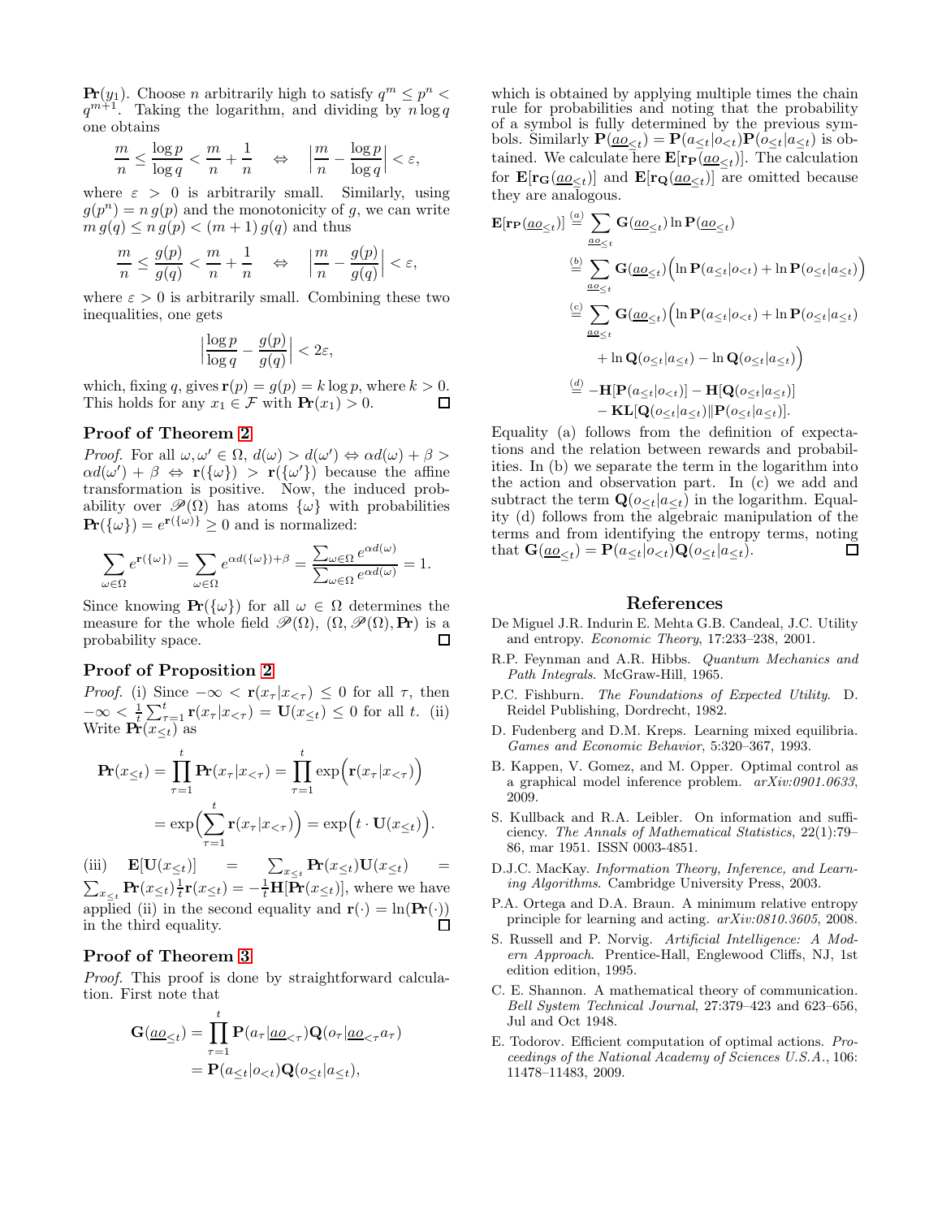$\mathbf{Pr}(y_1)$. Choose $n$ arbitrarily high to satisfy $q^m \leq p^n < q^{m+1}$. Taking the logarithm, and dividing by $n \log q$ one obtains

$$\frac{m}{n} \leq \frac{\log p}{\log q} < \frac{m}{n} + \frac{1}{n} \quad \Leftrightarrow \quad \left|\frac{m}{n} - \frac{\log p}{\log q}\right| < \varepsilon,$$

where $\varepsilon > 0$ is arbitrarily small. Similarly, using $g(p^n) = n\,g(p)$ and the monotonicity of $g$, we can write $m\,g(q) \leq n\,g(p) < (m+1)\,g(q)$ and thus

$$\frac{m}{n} \leq \frac{g(p)}{g(q)} < \frac{m}{n} + \frac{1}{n} \quad \Leftrightarrow \quad \left|\frac{m}{n} - \frac{g(p)}{g(q)}\right| < \varepsilon,$$

where $\varepsilon > 0$ is arbitrarily small. Combining these two inequalities, one gets

$$\left|\frac{\log p}{\log q} - \frac{g(p)}{g(q)}\right| < 2\varepsilon,$$

which, fixing $q$, gives $\mathbf{r}(p) = g(p) = k \log p$, where $k > 0$. This holds for any $x_1 \in \mathcal{F}$ with $\mathbf{Pr}(x_1) > 0$. □

### Proof of Theorem 2

*Proof.* For all $\omega, \omega' \in \Omega$, $d(\omega) > d(\omega') \Leftrightarrow \alpha d(\omega) + \beta > \alpha d(\omega') + \beta \Leftrightarrow \mathbf{r}(\{\omega\}) > \mathbf{r}(\{\omega'\})$ because the affine transformation is positive. Now, the induced probability over $\mathscr{P}(\Omega)$ has atoms $\{\omega\}$ with probabilities $\mathbf{Pr}(\{\omega\}) = e^{\mathbf{r}(\{\omega\})} \geq 0$ and is normalized:

$$\sum_{\omega \in \Omega} e^{\mathbf{r}(\{\omega\})} = \sum_{\omega \in \Omega} e^{\alpha d(\{\omega\}) + \beta} = \frac{\sum_{\omega \in \Omega} e^{\alpha d(\omega)}}{\sum_{\omega \in \Omega} e^{\alpha d(\omega)}} = 1.$$

Since knowing $\mathbf{Pr}(\{\omega\})$ for all $\omega \in \Omega$ determines the measure for the whole field $\mathscr{P}(\Omega)$, $(\Omega, \mathscr{P}(\Omega), \mathbf{Pr})$ is a probability space. □

### Proof of Proposition 2

*Proof.* (i) Since $-\infty < \mathbf{r}(x_\tau | x_{<\tau}) \leq 0$ for all $\tau$, then $-\infty < \frac{1}{t}\sum_{\tau=1}^{t} \mathbf{r}(x_\tau | x_{<\tau}) = \mathbf{U}(x_{\leq t}) \leq 0$ for all $t$. (ii) Write $\mathbf{Pr}(x_{\leq t})$ as

$$\begin{aligned}
\mathbf{Pr}(x_{\leq t}) &= \prod_{\tau=1}^{t} \mathbf{Pr}(x_\tau | x_{<\tau}) = \prod_{\tau=1}^{t} \exp\Big(\mathbf{r}(x_\tau | x_{<\tau})\Big) \\
&= \exp\Big(\sum_{\tau=1}^{t} \mathbf{r}(x_\tau | x_{<\tau})\Big) = \exp\Big(t \cdot \mathbf{U}(x_{\leq t})\Big).
\end{aligned}$$

(iii) $\mathbf{E}[\mathbf{U}(x_{\leq t})] = \sum_{x_{\leq t}} \mathbf{Pr}(x_{\leq t}) \mathbf{U}(x_{\leq t}) = \sum_{x_{\leq t}} \mathbf{Pr}(x_{\leq t}) \frac{1}{t} \mathbf{r}(x_{\leq t}) = -\frac{1}{t}\mathbf{H}[\mathbf{Pr}(x_{\leq t})]$, where we have applied (ii) in the second equality and $\mathbf{r}(\cdot) = \ln(\mathbf{Pr}(\cdot))$ in the third equality. □

### Proof of Theorem 3

*Proof.* This proof is done by straightforward calculation. First note that

$$\begin{aligned}
\mathbf{G}(\underline{ao}_{\leq t}) &= \prod_{\tau=1}^{t} \mathbf{P}(a_\tau | \underline{ao}_{<\tau}) \mathbf{Q}(o_\tau | \underline{ao}_{<\tau} a_\tau) \\
&= \mathbf{P}(a_{\leq t} | o_{<t}) \mathbf{Q}(o_{\leq t} | a_{\leq t}),
\end{aligned}$$

which is obtained by applying multiple times the chain rule for probabilities and noting that the probability of a symbol is fully determined by the previous symbols. Similarly $\mathbf{P}(\underline{ao}_{\leq t}) = \mathbf{P}(a_{\leq t} | o_{<t}) \mathbf{P}(o_{\leq t} | a_{\leq t})$ is obtained. We calculate here $\mathbf{E}[\mathbf{r_P}(\underline{ao}_{\leq t})]$. The calculation for $\mathbf{E}[\mathbf{r_G}(\underline{ao}_{\leq t})]$ and $\mathbf{E}[\mathbf{r_Q}(\underline{ao}_{\leq t})]$ are omitted because they are analogous.

$$\begin{aligned}
\mathbf{E}[\mathbf{r_P}(\underline{ao}_{\leq t})] &\overset{(a)}{=} \sum_{\underline{ao}_{\leq t}} \mathbf{G}(\underline{ao}_{\leq t}) \ln \mathbf{P}(\underline{ao}_{\leq t}) \\
&\overset{(b)}{=} \sum_{\underline{ao}_{\leq t}} \mathbf{G}(\underline{ao}_{\leq t}) \Big( \ln \mathbf{P}(a_{\leq t} | o_{<t}) + \ln \mathbf{P}(o_{\leq t} | a_{\leq t}) \Big) \\
&\overset{(c)}{=} \sum_{\underline{ao}_{\leq t}} \mathbf{G}(\underline{ao}_{\leq t}) \Big( \ln \mathbf{P}(a_{\leq t} | o_{<t}) + \ln \mathbf{P}(o_{\leq t} | a_{\leq t}) \\
&\qquad + \ln \mathbf{Q}(o_{\leq t} | a_{\leq t}) - \ln \mathbf{Q}(o_{\leq t} | a_{\leq t}) \Big) \\
&\overset{(d)}{=} -\mathbf{H}[\mathbf{P}(a_{\leq t} | o_{<t})] - \mathbf{H}[\mathbf{Q}(o_{\leq t} | a_{\leq t})] \\
&\qquad - \mathbf{KL}[\mathbf{Q}(o_{\leq t} | a_{\leq t}) \| \mathbf{P}(o_{\leq t} | a_{\leq t})].
\end{aligned}$$

Equality (a) follows from the definition of expectations and the relation between rewards and probabilities. In (b) we separate the term in the logarithm into the action and observation part. In (c) we add and subtract the term $\mathbf{Q}(o_{\leq t} | a_{\leq t})$ in the logarithm. Equality (d) follows from the algebraic manipulation of the terms and from identifying the entropy terms, noting that $\mathbf{G}(\underline{ao}_{\leq t}) = \mathbf{P}(a_{\leq t} | o_{<t}) \mathbf{Q}(o_{\leq t} | a_{\leq t})$. □

## References

De Miguel J.R. Indurin E. Mehta G.B. Candeal, J.C. Utility and entropy. *Economic Theory*, 17:233–238, 2001.

R.P. Feynman and A.R. Hibbs. *Quantum Mechanics and Path Integrals*. McGraw-Hill, 1965.

P.C. Fishburn. *The Foundations of Expected Utility*. D. Reidel Publishing, Dordrecht, 1982.

D. Fudenberg and D.M. Kreps. Learning mixed equilibria. *Games and Economic Behavior*, 5:320–367, 1993.

B. Kappen, V. Gomez, and M. Opper. Optimal control as a graphical model inference problem. *arXiv:0901.0633*, 2009.

S. Kullback and R.A. Leibler. On information and sufficiency. *The Annals of Mathematical Statistics*, 22(1):79–86, mar 1951. ISSN 0003-4851.

D.J.C. MacKay. *Information Theory, Inference, and Learning Algorithms*. Cambridge University Press, 2003.

P.A. Ortega and D.A. Braun. A minimum relative entropy principle for learning and acting. *arXiv:0810.3605*, 2008.

S. Russell and P. Norvig. *Artificial Intelligence: A Modern Approach*. Prentice-Hall, Englewood Cliffs, NJ, 1st edition edition, 1995.

C. E. Shannon. A mathematical theory of communication. *Bell System Technical Journal*, 27:379–423 and 623–656, Jul and Oct 1948.

E. Todorov. Efficient computation of optimal actions. *Proceedings of the National Academy of Sciences U.S.A.*, 106: 11478–11483, 2009.